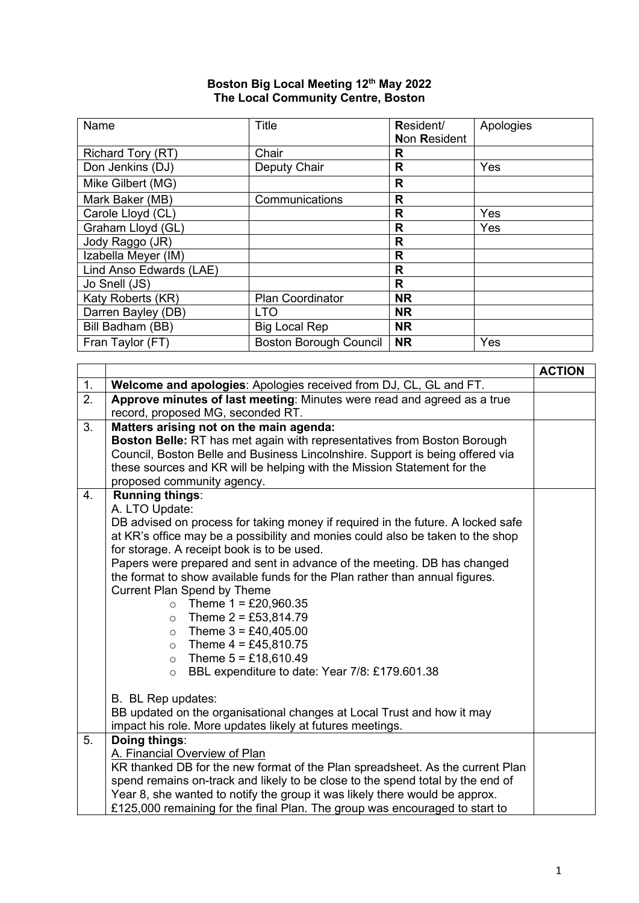**Boston Big Local Meeting 12th May 2022**
**The Local Community Centre, Boston**

| Name | Title | **R**esident/ **N**on **R**esident | Apologies |
|---|---|---|---|
| Richard Tory (RT) | Chair | **R** | |
| Don Jenkins (DJ) | Deputy Chair | **R** | Yes |
| Mike Gilbert (MG) | | **R** | |
| Mark Baker (MB) | Communications | **R** | |
| Carole Lloyd (CL) | | **R** | Yes |
| Graham Lloyd (GL) | | **R** | Yes |
| Jody Raggo (JR) | | **R** | |
| Izabella Meyer (IM) | | **R** | |
| Lind Anso Edwards (LAE) | | **R** | |
| Jo Snell (JS) | | **R** | |
| Katy Roberts (KR) | Plan Coordinator | **NR** | |
| Darren Bayley (DB) | LTO | **NR** | |
| Bill Badham (BB) | Big Local Rep | **NR** | |
| Fran Taylor (FT) | Boston Borough Council | **NR** | Yes |

| | | **ACTION** |
|---|---|---|
| 1. | **Welcome and apologies**: Apologies received from DJ, CL, GL and FT. | |
| 2. | **Approve minutes of last meeting**: Minutes were read and agreed as a true record, proposed MG, seconded RT. | |
| 3. | **Matters arising not on the main agenda:**<br>**Boston Belle:** RT has met again with representatives from Boston Borough Council, Boston Belle and Business Lincolnshire. Support is being offered via these sources and KR will be helping with the Mission Statement for the proposed community agency. | |
| 4. | **Running things**:<br>A. LTO Update:<br>DB advised on process for taking money if required in the future. A locked safe at KR's office may be a possibility and monies could also be taken to the shop for storage. A receipt book is to be used.<br>Papers were prepared and sent in advance of the meeting. DB has changed the format to show available funds for the Plan rather than annual figures.<br>Current Plan Spend by Theme<br>○ Theme 1 = £20,960.35<br>○ Theme 2 = £53,814.79<br>○ Theme 3 = £40,405.00<br>○ Theme 4 = £45,810.75<br>○ Theme 5 = £18,610.49<br>○ BBL expenditure to date: Year 7/8: £179.601.38<br><br>B. BL Rep updates:<br>BB updated on the organisational changes at Local Trust and how it may impact his role. More updates likely at futures meetings. | |
| 5. | **Doing things**:<br>A. Financial Overview of Plan<br>KR thanked DB for the new format of the Plan spreadsheet. As the current Plan spend remains on-track and likely to be close to the spend total by the end of Year 8, she wanted to notify the group it was likely there would be approx. £125,000 remaining for the final Plan. The group was encouraged to start to | |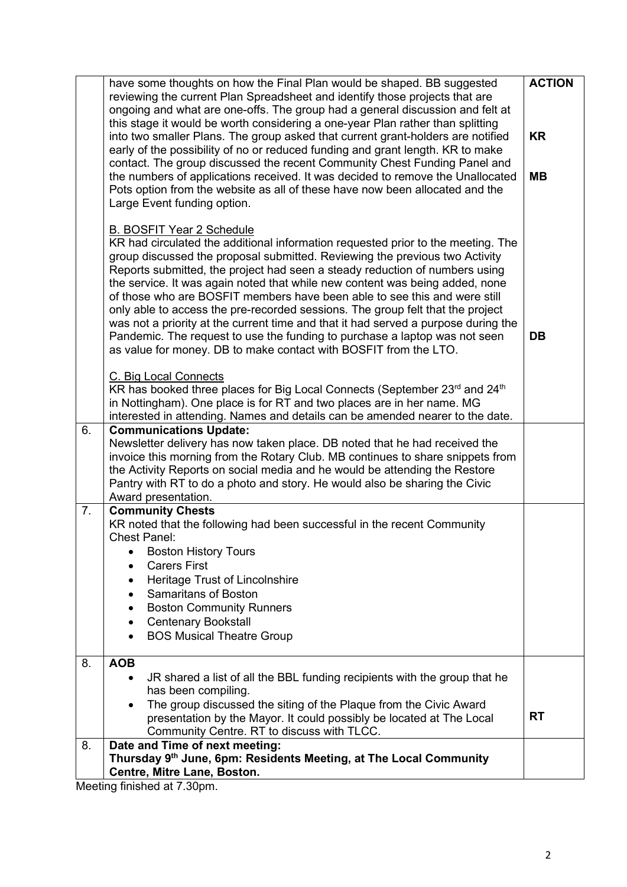| | | |
|---|---|---|
| | have some thoughts on how the Final Plan would be shaped. BB suggested reviewing the current Plan Spreadsheet and identify those projects that are ongoing and what are one-offs. The group had a general discussion and felt at this stage it would be worth considering a one-year Plan rather than splitting into two smaller Plans. The group asked that current grant-holders are notified early of the possibility of no or reduced funding and grant length. KR to make contact. The group discussed the recent Community Chest Funding Panel and the numbers of applications received. It was decided to remove the Unallocated Pots option from the website as all of these have now been allocated and the Large Event funding option.<br><br>B. BOSFIT Year 2 Schedule<br>KR had circulated the additional information requested prior to the meeting. The group discussed the proposal submitted. Reviewing the previous two Activity Reports submitted, the project had seen a steady reduction of numbers using the service. It was again noted that while new content was being added, none of those who are BOSFIT members have been able to see this and were still only able to access the pre-recorded sessions. The group felt that the project was not a priority at the current time and that it had served a purpose during the Pandemic. The request to use the funding to purchase a laptop was not seen as value for money. DB to make contact with BOSFIT from the LTO.<br><br>C. Big Local Connects<br>KR has booked three places for Big Local Connects (September 23rd and 24th in Nottingham). One place is for RT and two places are in her name. MG interested in attending. Names and details can be amended nearer to the date. | **ACTION**<br><br>**KR**<br><br>**MB**<br><br>**DB** |
| 6. | **Communications Update:**<br>Newsletter delivery has now taken place. DB noted that he had received the invoice this morning from the Rotary Club. MB continues to share snippets from the Activity Reports on social media and he would be attending the Restore Pantry with RT to do a photo and story. He would also be sharing the Civic Award presentation. | |
| 7. | **Community Chests**<br>KR noted that the following had been successful in the recent Community Chest Panel:<br>• Boston History Tours<br>• Carers First<br>• Heritage Trust of Lincolnshire<br>• Samaritans of Boston<br>• Boston Community Runners<br>• Centenary Bookstall<br>• BOS Musical Theatre Group | |
| 8. | **AOB**<br>• JR shared a list of all the BBL funding recipients with the group that he has been compiling.<br>• The group discussed the siting of the Plaque from the Civic Award presentation by the Mayor. It could possibly be located at The Local Community Centre. RT to discuss with TLCC. | **RT** |
| 8. | **Date and Time of next meeting:**<br>**Thursday 9th June, 6pm: Residents Meeting, at The Local Community Centre, Mitre Lane, Boston.** | |

Meeting finished at 7.30pm.